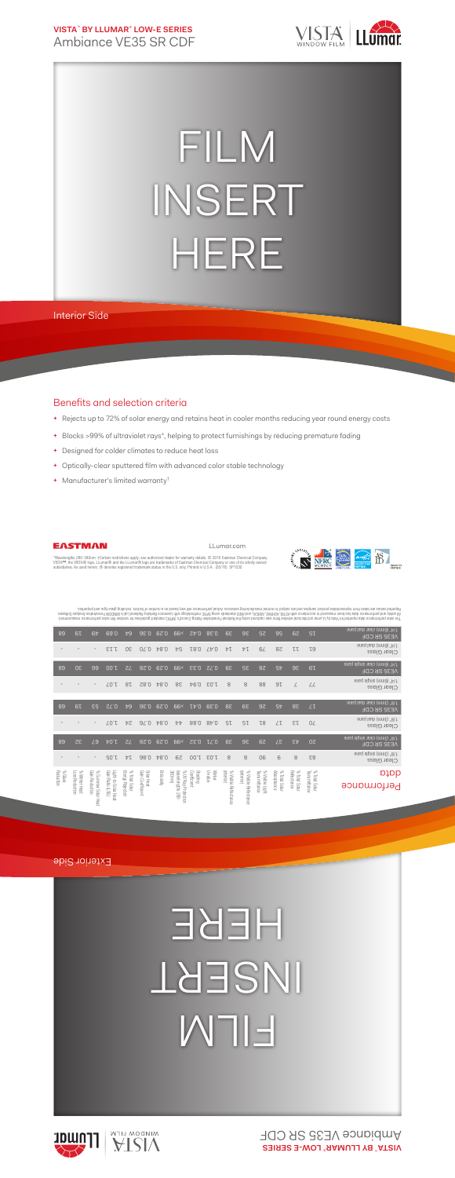**VISTA™ BY LLUMAR® LOW-E SERIES**
Ambiance VE35 SR CDF

# FILM INSERT HERE

Interior Side

## Benefits and selection criteria

- Rejects up to 72% of solar energy and retains heat in cooler months reducing year round energy costs
- Blocks >99% of ultraviolet rays*, helping to protect furnishings by reducing premature fading
- Designed for colder climates to reduce heat loss
- Optically-clear sputtered film with advanced color stable technology
- Manufacturer's limited warranty†

EASTMAN

LLumar.com

*Wavelengths 280-380nm. †Certain restrictions apply; see authorized dealer for warranty details. © 2016 Eastman Chemical Company. VISTA™, the VISTA® logo, LLumar® and the LLumar® logo are trademarks of Eastman Chemical Company or one of its wholly owned subsidiaries. As used herein, ® denotes registered trademark status in the U.S. only. Printed in U.S.A. (05/16) SP1030

## Performance data

| | % Total Solar Transmittance | % Total Solar Reflectance | % Total Solar Absorptance | % Visible Light Transmittance | % Visible Reflectance (exterior) | % Visible Reflectance (interior) | Winter U-Value | Shading Coefficient | % UV Rejection (wavelengths 280-380nm) | Emissivity | Solar Heat Gain Coefficient | % Total Solar Energy Rejected | Light to Solar Heat Gain Ratio (LSG) | % Reduction of Solar Heat Gain | % Winter Heat Loss Reduction | % Glare Reduction |
|---|---|---|---|---|---|---|---|---|---|---|---|---|---|---|---|---|
| Clear Glass 1/8" (3mm) single pane | 83 | 8 | 9 | 90 | 8 | 8 | 1.03 | 1.00 | 29 | 0.84 | 0.86 | 14 | 1.05 | - | - | - |
| VE35 SR CDF 1/8" (3mm) single pane | 20 | 43 | 37 | 29 | 36 | 39 | 0.71 | 0.32 | >99 | 0.29 | 0.28 | 72 | 1.04 | 67 | 22 | 68 |
| Clear Glass 1/8" (3mm) dual pane | 70 | 13 | 17 | 81 | 15 | 15 | 0.48 | 0.88 | 44 | 0.84 | 0.76 | 24 | 1.07 | - | - | - |
| VE35 SR CDF 1/8" (3mm) dual pane | 17 | 38 | 45 | 26 | 36 | 39 | 0.29 | 0.41 | >99 | 0.29 | 0.36 | 64 | 0.72 | 53 | 19 | 68 |
| Clear Glass 1/4" (6mm) single pane | 77 | 7 | 16 | 88 | 8 | 8 | 1.01 | 0.94 | 38 | 0.84 | 0.82 | 18 | 1.07 | - | - | - |
| VE35 SR CDF 1/4" (6mm) single pane | 19 | 36 | 45 | 28 | 35 | 39 | 0.72 | 0.33 | >99 | 0.29 | 0.28 | 72 | 1.00 | 66 | 30 | 68 |
| Clear Glass 1/4" (6mm) dual pane | 63 | 11 | 26 | 79 | 14 | 14 | 0.47 | 0.81 | 54 | 0.84 | 0.70 | 30 | 1.13 | - | - | - |
| VE35 SR CDF 1/4" (6mm) clear dual pane | 15 | 29 | 56 | 25 | 36 | 39 | 0.30 | 0.42 | >99 | 0.29 | 0.36 | 64 | 0.69 | 49 | 19 | 68 |

The solar performance data reported for Vista by LLumar and decorative window films was calculated using the National Fenestration Rating Council's (NFRC) standard guidelines for window film solar performance measurement. All safety and performance data has been measured in accordance with ASTM, ANSI/NFRC, AAMA, and NFRC standards using NFRC methodology with Lawrence Berkeley National Lab's WINDOW Fenestration Analysis Software. Reported values are taken from representative product samples and are subject to normal manufacturing variances. Actual performance will vary based on a number of factors, including glass type and properties.

Exterior Side

# FILM INSERT HERE

**VISTA™ BY LLUMAR® LOW-E SERIES**
Ambiance VE35 SR CDF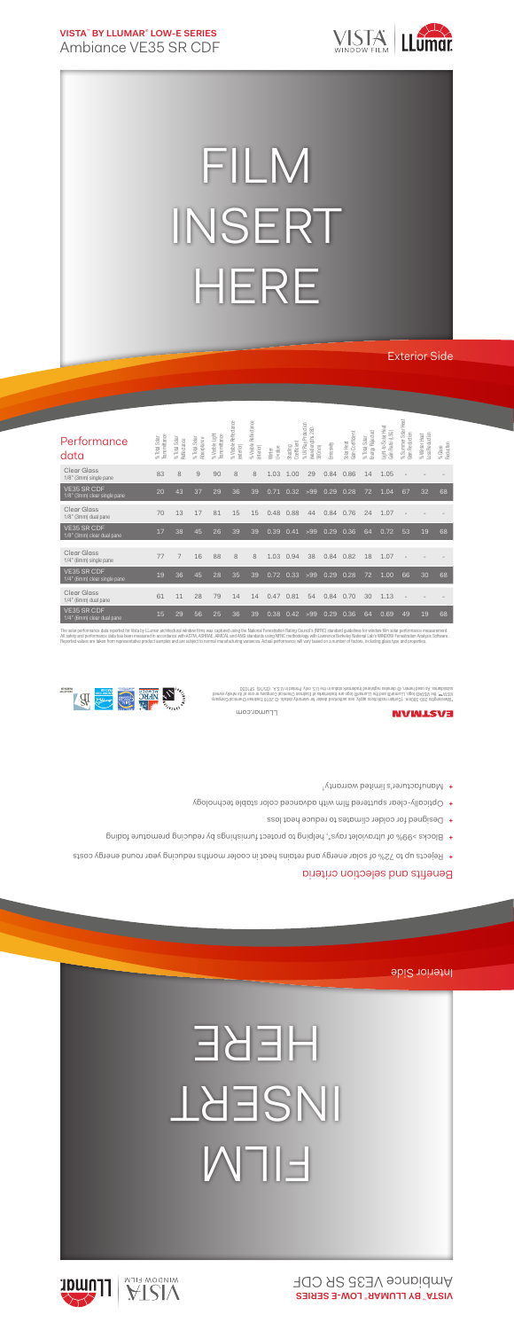**VISTA™ BY LLUMAR® LOW-E SERIES**
Ambiance VE35 SR CDF

FILM INSERT HERE

Exterior Side

## Performance data

| | % Total Solar Transmittance | % Total Solar Reflectance | % Total Solar Absorbance | % Visible Light Transmittance | % Visible Reflectance (exterior) | % Visible Reflectance (interior) | Winter U-value | Shading Coefficient | % UV Ray Protection (wavelengths 280-380nm) | Emissivity | Solar Heat Gain Coefficient | % Total Solar Energy Rejected | Light to Solar Heat Gain Ratio (LSG) | % Summer Solar Heat Gain Reduction | % Winter Heat Loss Reduction | % Glare Reduction |
|---|---|---|---|---|---|---|---|---|---|---|---|---|---|---|---|---|
| Clear Glass 1/8" (3mm) single pane | 83 | 8 | 9 | 90 | 8 | 8 | 1.03 | 1.00 | 29 | 0.84 | 0.86 | 14 | 1.05 | - | - | - |
| VE35 SR CDF 1/8" (3mm) clear single pane | 20 | 43 | 37 | 29 | 36 | 39 | 0.71 | 0.32 | >99 | 0.29 | 0.28 | 72 | 1.04 | 67 | 32 | 68 |
| Clear Glass 1/8" (3mm) dual pane | 70 | 13 | 17 | 81 | 15 | 15 | 0.48 | 0.88 | 44 | 0.84 | 0.76 | 24 | 1.07 | - | - | - |
| VE35 SR CDF 1/8" (3mm) clear dual pane | 17 | 38 | 45 | 26 | 39 | 39 | 0.39 | 0.41 | >99 | 0.29 | 0.36 | 64 | 0.72 | 53 | 19 | 68 |
| Clear Glass 1/4" (6mm) single pane | 77 | 7 | 16 | 88 | 8 | 8 | 1.03 | 0.94 | 38 | 0.84 | 0.82 | 18 | 1.07 | - | - | - |
| VE35 SR CDF 1/4" (6mm) clear single pane | 19 | 36 | 45 | 28 | 35 | 39 | 0.72 | 0.33 | >99 | 0.29 | 0.28 | 72 | 1.00 | 66 | 30 | 68 |
| Clear Glass 1/4" (6mm) dual pane | 61 | 11 | 28 | 79 | 14 | 14 | 0.47 | 0.81 | 54 | 0.84 | 0.70 | 30 | 1.13 | - | - | - |
| VE35 SR CDF 1/4" (6mm) clear dual pane | 15 | 29 | 56 | 25 | 36 | 39 | 0.38 | 0.42 | >99 | 0.29 | 0.36 | 64 | 0.69 | 49 | 19 | 68 |

The solar performance data reported for Vista by LLumar architectural window films was captured using the National Fenestration Rating Council's (NFRC) standard guidelines for window film solar performance measurement. All safety and performance data has been measured in accordance with ASTM, ASHRAE, ANSI, and ANSI standards using NFRC methodology with Lawrence Berkeley National Lab's WINDOW Fenestration Analysis Software. Reported values are taken from representative product samples and are subject to normal manufacturing variances. Actual performance will vary based on a number of factors, including glass type and properties.

EASTMAN

LLumar.com

## Benefits and selection criteria

- Rejects up to 72% of solar energy and retains heat in cooler months reducing year round energy costs
- Blocks >99% of ultraviolet rays*, helping to protect furnishings by reducing premature fading
- Designed for colder climates to reduce heat loss
- Optically-clear sputtered film with advanced color stable technology
- Manufacturer's limited warranty†

Interior Side

FILM INSERT HERE

**VISTA™ BY LLUMAR® LOW-E SERIES**
Ambiance VE35 SR CDF